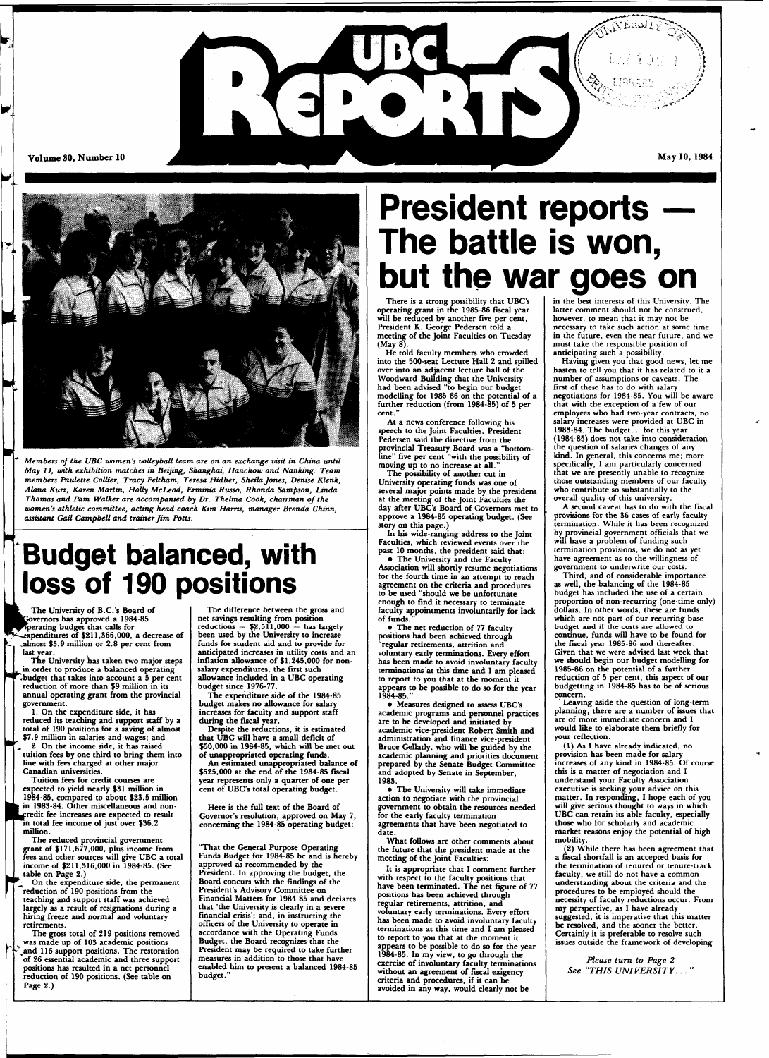# UBC Reports

Volume 30, Number 10 — May 10, 1984

*Members of the UBC women's volleyball team are on an exchange visit in China until May 13, with exhibition matches in Beijing, Shanghai, Hanchow and Nanking. Team members Paulette Collier, Tracy Feltham, Teresa Hidber, Sheila Jones, Denise Klenk, Alana Kurz, Karen Martin, Holly McLeod, Erminia Russo, Rhonda Sampson, Linda Thomas and Pam Walker are accompanied by Dr. Thelma Cook, chairman of the women's athletic committee, acting head coach Kim Harris, manager Brenda Chinn, assistant Gail Campbell and trainer Jim Potts.*

# Budget balanced, with loss of 190 positions

The University of B.C.'s Board of Governors has approved a 1984-85 operating budget that calls for expenditures of $211,366,000, a decrease of almost $5.9 million or 2.8 per cent from last year.

The University has taken two major steps in order to produce a balanced operating budget that takes into account a 5 per cent reduction of more than $9 million in its annual operating grant from the provincial government.

1. On the expenditure side, it has reduced its teaching and support staff by a total of 190 positions for a saving of almost $7.9 million in salaries and wages; and

2. On the income side, it has raised tuition fees by one-third to bring them into line with fees charged at other major Canadian universities.

Tuition fees for credit courses are expected to yield nearly $31 million in 1984-85, compared to about $23.5 million in 1983-84. Other miscellaneous and non-credit fee increases are expected to result in total fee income of just over $36.2 million.

The reduced provincial government grant of $171,677,000, plus income from fees and other sources will give UBC a total income of $211,316,000 in 1984-85. (See table on Page 2.)

On the expenditure side, the permanent reduction of 190 positions from the teaching and support staff was achieved largely as a result of resignations during a hiring freeze and normal and voluntary retirements.

The gross total of 219 positions removed was made up of 103 academic positions and 116 support positions. The restoration of 26 essential academic and three support positions has resulted in a net personnel reduction of 190 positions. (See table on Page 2.)

The difference between the gross and net savings resulting from position reductions — $2,511,000 — has largely been used by the University to increase funds for student aid and to provide for anticipated increases in utility costs and an inflation allowance of $1,245,000 for non-salary expenditures, the first such allowance included in a UBC operating budget since 1976-77.

The expenditure side of the 1984-85 budget makes no allowance for salary increases for faculty and support staff during the fiscal year.

Despite the reductions, it is estimated that UBC will have a small deficit of $50,000 in 1984-85, which will be met out of unappropriated operating funds.

An estimated unappropriated balance of $525,000 at the end of the 1984-85 fiscal year represents only a quarter of one per cent of UBC's total operating budget.

Here is the full text of the Board of Governor's resolution, approved on May 7, concerning the 1984-85 operating budget:

"That the General Purpose Operating Funds Budget for 1984-85 be and is hereby approved as recommended by the President. In approving the budget, the Board concurs with the findings of the President's Advisory Committee on Financial Matters for 1984-85 and declares that 'the University is clearly in a severe financial crisis'; and, in instructing the officers of the University to operate in accordance with the Operating Funds Budget, the Board recognizes that the President may be required to take further measures in addition to those that have enabled him to present a balanced 1984-85 budget."

# President reports — The battle is won, but the war goes on

There is a strong possibility that UBC's operating grant in the 1985-86 fiscal year will be reduced by another five per cent, President K. George Pedersen told a meeting of the Joint Faculties on Tuesday (May 8).

He told faculty members who crowded into the 500-seat Lecture Hall 2 and spilled over into an adjacent lecture hall of the Woodward Building that the University had been advised "to begin our budget modelling for 1985-86 on the potential of a further reduction (from 1984-85) of 5 per cent."

At a news conference following his speech to the Joint Faculties, President Pedersen said the directive from the provincial Treasury Board was a "bottom-line" five per cent "with the possibility of moving up to no increase at all."

The possibility of another cut in University operating funds was one of several major points made by the president at the meeting of the Joint Faculties the day after UBC's Board of Governors met to approve a 1984-85 operating budget. (See story on this page.)

In his wide-ranging address to the Joint Faculties, which reviewed events over the past 10 months, the president said that:

- The University and the Faculty Association will shortly resume negotiations for the fourth time in an attempt to reach agreement on the criteria and procedures to be used "should we be unfortunate enough to find it necessary to terminate faculty appointments involuntarily for lack of funds."
- The net reduction of 77 faculty positions had been achieved through "regular retirements, attrition and voluntary early terminations. Every effort has been made to avoid involuntary faculty terminations at this time and I am pleased to report to you that at the moment it appears to be possible to do so for the year 1984-85."
- Measures designed to assess UBC's academic programs and personnel practices are to be developed and initiated by academic vice-president Robert Smith and administration and finance vice-president Bruce Gellatly, who will be guided by the academic planning and priorities document prepared by the Senate Budget Committee and adopted by Senate in September, 1983.
- The University will take immediate action to negotiate with the provincial government to obtain the resources needed for the early faculty termination agreements that have been negotiated to date.

What follows are other comments about the future that the president made at the meeting of the Joint Faculties:

It is appropriate that I comment further with respect to the faculty positions that have been terminated. The net figure of 77 positions has been achieved through regular retirements, attrition, and voluntary early terminations. Every effort has been made to avoid involuntary faculty terminations at this time and I am pleased to report to you that at the moment it appears to be possible to do so for the year 1984-85. In my view, to go through the exercise of involuntary faculty terminations without an agreement of fiscal exigency criteria and procedures, if it can be avoided in any way, would clearly not be in the best interests of this University. The latter comment should not be construed, however, to mean that it may not be necessary to take such action at some time in the future, even the near future, and we must take the responsible position of anticipating such a possibility.

Having given you that good news, let me hasten to tell you that it has related to it a number of assumptions or caveats. The first of these has to do with salary negotiations for 1984-85. You will be aware that with the exception of a few of our employees who had two-year contracts, no salary increases were provided at UBC in 1983-84. The budget. . .for this year (1984-85) does not take into consideration the question of salaries changes of any kind. In general, this concerns me; more specifically, I am particularly concerned that we are presently unable to recognize those outstanding members of our faculty who contribute so substantially to the overall quality of this university.

A second caveat has to do with the fiscal provisions for the 36 cases of early faculty termination. While it has been recognized by provincial government officials that we will have a problem of funding such termination provisions, we do not as yet have agreement as to the willingness of government to underwrite our costs.

Third, and of considerable importance as well, the balancing of the 1984-85 budget has included the use of a certain proportion of non-recurring (one-time only) dollars. In other words, these are funds which are not part of our recurring base budget and if the costs are allowed to continue, funds will have to be found for the fiscal year 1985-86 and thereafter. Given that we were advised last week that we should begin our budget modelling for 1985-86 on the potential of a further reduction of 5 per cent, this aspect of our budgeting in 1984-85 has to be of serious concern.

Leaving aside the question of long-term planning, there are a number of issues that are of more immediate concern and I would like to elaborate them briefly for your reflection.

(1) As I have already indicated, no provision has been made for salary increases of any kind in 1984-85. Of course this is a matter of negotiation and I understand your Faculty Association executive is seeking your advice on this matter. In responding, I hope each of you will give serious thought to ways in which UBC can retain its able faculty, especially those who for scholarly and academic market reasons enjoy the potential of high mobility.

(2) While there has been agreement that a fiscal shortfall is an accepted basis for the termination of tenured or tenure-track faculty, we still do not have a common understanding about the criteria and the procedures to be employed should the necessity of faculty reductions occur. From my perspective, as I have already suggested, it is imperative that this matter be resolved, and the sooner the better. Certainly it is preferable to resolve such issues outside the framework of developing

*Please turn to Page 2*
*See "THIS UNIVERSITY. . ."*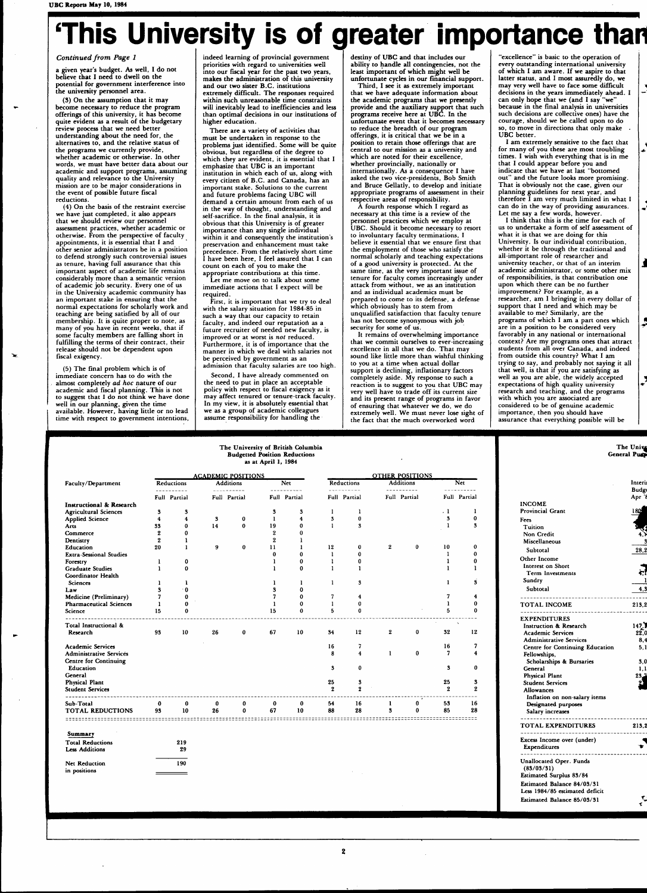# 'This University is of greater importance than

*Continued from Page 1*

a given year's budget. As well, I do not believe that I need to dwell on the potential for government interference into the university personnel area.

(3) On the assumption that it may become necessary to reduce the program offerings of this university, it has become quite evident as a result of the budgetary review process that we need better understanding about the need for, the alternatives to, and the relative status of the programs we currently provide, whether academic or otherwise. In other words, we must have better data about our academic and support programs, assuming quality and relevance to the University mission are to be major considerations in the event of possible future fiscal reductions.

(4) On the basis of the restraint exercise we have just completed, it also appears that we should review our personnel assessment practices, whether academic or otherwise. From the perspective of faculty appointments, it is essential that I and other senior administrators be in a position to defend strongly such controversial issues as tenure, having full assurance that this important aspect of academic life remains considerably more than a semantic version of academic job security. Every one of us in the University academic community has an important stake in ensuring that the normal expectations for scholarly work and teaching are being satisfied by all of our membership. It is quite proper to note, as many of you have in recent weeks, that if some faculty members are falling short in fulfilling the terms of their contract, their release should not be dependent upon fiscal exigency.

(5) The final problem which is of immediate concern has to do with the almost completely *ad hoc* nature of our academic and fiscal planning. This is not to suggest that I do not think we have done well in our planning, given the time available. However, having little or no lead time with respect to government intentions, indeed learning of provincial government priorities with regard to universities well into our fiscal year for the past two years, makes the administration of this university and our two sister B.C. institutions extremely difficult. The responses required within such unreasonable time constraints will inevitably lead to inefficiencies and less than optimal decisions in our institutions of higher education.

There are a variety of activities that must be undertaken in response to the problems just identified. Some will be quite obvious, but regardless of the degree to which they are evident, it is essential that I emphasize that UBC is an important institution in which each of us, along with every citizen of B.C. and Canada, has an important stake. Solutions to the current and future problems facing UBC will demand a certain amount from each of us in the way of thought, understanding and self-sacrifice. In the final analysis, it is obvious that this University is of greater importance than any single individual within it and consequently the institution's preservation and enhancement must take precedence. From the relatively short time I have been here, I feel assured that I can count on each of you to make the appropriate contributions at this time.

Let me move on to talk about some immediate actions that I expect will be required.

First, it is important that we try to deal with the salary situation for 1984-85 in such a way that our capacity to retain faculty, and indeed our reputation as a future recruiter of needed new faculty, is improved or at worst is *not* reduced. Furthermore, it is of importance that the manner in which we deal with salaries not be perceived by government as an admission that faculty salaries are too high.

Second, I have already commented on the need to put in place an acceptable policy with respect to fiscal exigency as it may affect tenured or tenure-track faculty. In my view, it is absolutely essential that we as a group of academic colleagues assume responsibility for handling the destiny of UBC and that includes our ability to handle all contingencies, not the least important of which might well be unfortunate cycles in our financial support.

Third, I see it as extremely important that we have adequate information about the academic programs that we presently provide and the auxiliary support that such programs receive here at UBC. In the unfortunate event that it becomes necessary to reduce the breadth of our program offerings, it is critical that we be in a position to retain those offerings that are central to our mission as a university and which are noted for their excellence, whether provincially, nationally or internationally. As a consequence I have asked the two vice-presidents, Bob Smith and Bruce Gellatly, to develop and initiate appropriate programs of assessment in their respective areas of responsibility.

A fourth response which I regard as necessary at this time is a review of the personnel practices which we employ at UBC. Should it become necessary to resort to involuntary faculty terminations, I believe it essential that we ensure first that the employment of those who satisfy the normal scholarly and teaching expectations of a good university is protected. At the same time, as the very important issue of tenure for faculty comes increasingly under attack from without, we as an institution and as individual academics must be prepared to come to its defense, a defense which obviously has to stem from unqualified satisfaction that faculty tenure has not become synonymous with job security for some of us.

It remains of overwhelming importance that we commit ourselves to ever-increasing excellence in all that we do. That may sound like little more than wishful thinking to you at a time when actual dollar support is declining, inflationary factors completely aside. My response to such a reaction is to suggest to you that UBC may very well have to trade off its current size and its present range of programs in favor of ensuring that whatever we do, we do extremely well. We must never lose sight of the fact that the much overworked word "excellence" is basic to the operation of every outstanding international university of which I am aware. If we aspire to that latter status, and I most assuredly do, we may very well have to face some difficult decisions in the years immediately ahead. I can only hope that we (and I say "we" because in the final analysis in universities such decisions are collective ones) have the courage, should we be called upon to do so, to move in directions that only make UBC better.

I am extremely sensitive to the fact that for many of you these are most troubling times. I wish with everything that is in me that I could appear before you and indicate that we have at last "bottomed out" and the future looks more promising. That is obviously not the case, given our planning guidelines for next year, and therefore I am very much limited in what I can do in the way of providing assurances. Let me say a few words, however.

I think that this is the time for each of us to undertake a form of self assessment of what it is that we are doing for this University. Is our individual contribution, whether it be through the traditional and all-important role of researcher and university teacher, or that of an interim academic administrator, or some other mix of responsibilities, is that contribution one upon which there can be no further improvement? For example, as a researcher, am I bringing in every dollar of support that I need and which may be available to me? Similarly, are the programs of which I am a part ones which are in a position to be considered very favorably in any national or international context? Are my programs ones that attract students from all over Canada, and indeed from outside this country? What I am trying to say, and probably not saying it all that well, is that if you are satisfying as well as you are able, the widely accepted expectations of high quality university research and teaching, and the programs with which you are associated are considered to be of genuine academic importance, then you should have assurance that everything possible will be

**The University of British Columbia**
**Budgetted Position Reductions**
**as at April 1, 1984**

| Faculty/Department | ACADEMIC POSITIONS: Reductions Full | Reductions Partial | Additions Full | Additions Partial | Net Full | Net Partial | OTHER POSITIONS: Reductions Full | Reductions Partial | Additions Full | Additions Partial | Net Full | Net Partial |
|---|---|---|---|---|---|---|---|---|---|---|---|---|
| **Instructional & Research** | | | | | | | | | | | | |
| Agricultural Sciences | 3 | 3 | | | 3 | 3 | 1 | 1 | | | 1 | 1 |
| Applied Science | 4 | 4 | 3 | 0 | 1 | 4 | 3 | 0 | | | 3 | 0 |
| Arts | 33 | 0 | 14 | 0 | 19 | 0 | 1 | 3 | | | 1 | 3 |
| Commerce | 2 | 0 | | | 2 | 0 | | | | | | |
| Dentistry | 2 | 1 | | | 2 | 1 | | | | | | |
| Education | 20 | 1 | 9 | 0 | 11 | 1 | 12 | 0 | 2 | 0 | 10 | 0 |
| Extra-Sessional Studies | | | | | 0 | 0 | 1 | 0 | | | 1 | 0 |
| Forestry | 1 | 0 | | | 1 | 0 | 1 | 0 | | | 1 | 0 |
| Graduate Studies | 1 | 0 | | | 1 | 0 | 1 | 1 | | | 1 | 1 |
| Coordinator Health Sciences | 1 | 1 | | | 1 | 1 | 1 | 3 | | | 1 | 3 |
| Law | 3 | 0 | | | 3 | 0 | | | | | | |
| Medicine (Preliminary) | 7 | 0 | | | 7 | 0 | 7 | 4 | | | 7 | 4 |
| Pharmaceutical Sciences | 1 | 0 | | | 1 | 0 | 1 | 0 | | | 1 | 0 |
| Science | 15 | 0 | | | 15 | 0 | 5 | 0 | | | 5 | 0 |
| Total Instructional & Research | 93 | 10 | 26 | 0 | 67 | 10 | 34 | 12 | 2 | 0 | 32 | 12 |
| Academic Services | | | | | | | 16 | 7 | | | 16 | 7 |
| Administrative Services | | | | | | | 8 | 4 | 1 | 0 | 7 | 4 |
| Centre for Continuing Education | | | | | | | 3 | 0 | | | 3 | 0 |
| General | | | | | | | | | | | | |
| Physical Plant | | | | | | | 25 | 3 | | | 25 | 3 |
| Student Services | | | | | | | 2 | 2 | | | 2 | 2 |
| Sub-Total | 0 | 0 | 0 | 0 | 0 | 0 | 54 | 16 | 1 | 0 | 53 | 16 |
| TOTAL REDUCTIONS | 93 | 10 | 26 | 0 | 67 | 10 | 88 | 28 | 3 | 0 | 85 | 28 |

**Summary**

| | |
|---|---|
| Total Reductions | 219 |
| Less Additions | 29 |
| Net Reduction in positions | 190 |

**The Univ… General Pur…**

| | Interim Budget Apr '8… |
|---|---|
| **INCOME** | |
| Provincial Grant | 18… |
| Fees | |
| Tuition | |
| Non Credit | 4,… |
| Miscellaneous | 3 |
| Subtotal | 28,2 |
| Other Income | |
| Interest on Short Term Investments | |
| Sundry | 1 |
| Subtotal | 4,3 |
| TOTAL INCOME | 213,2 |
| **EXPENDITURES** | |
| Instruction & Research | 147,… |
| Academic Services | 22,0 |
| Administrative Services | 8,4 |
| Centre for Continuing Education | 5,1 |
| Fellowships, Scholarships & Bursaries | 3,0 |
| General | 1,1 |
| Physical Plant | 23,… |
| Student Services | |
| Allowances | |
| Inflation on non-salary items | |
| Designated purposes | |
| Salary increases | |
| TOTAL EXPENDITURES | 213,2 |
| Excess Income over (under) Expenditures | |
| Unallocated Oper. Funds (83/03/31) | |
| Estimated Surplus 83/84 | |
| Estimated Balance 84/03/31 | |
| Less 1984/85 estimated deficit | |
| Estimated Balance 85/03/31 | |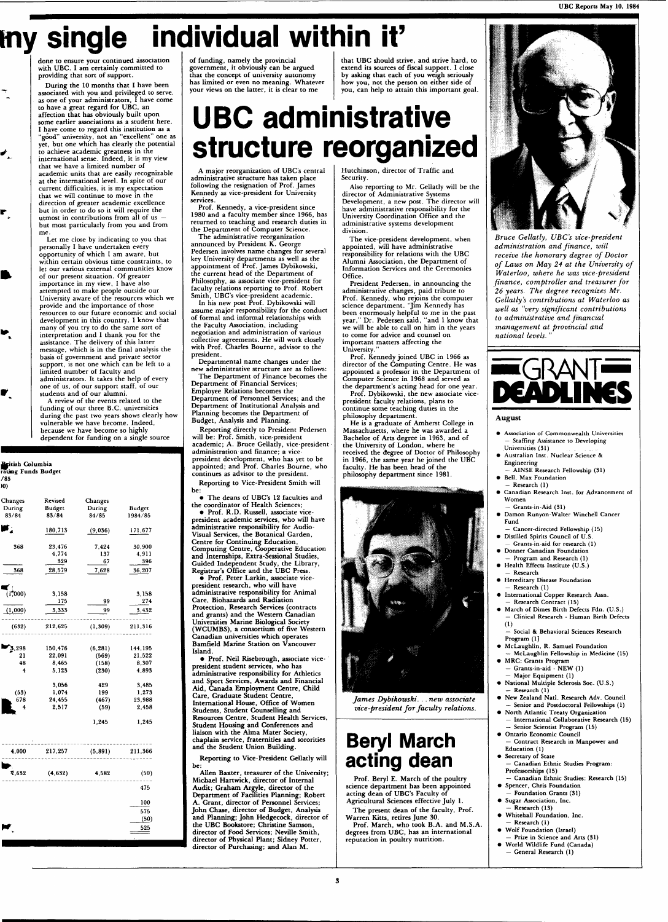# ...ny single individual within it'

done to ensure your continued association with UBC. I am certainly committed to providing that sort of support.

During the 10 months that I have been associated with you and privileged to serve as one of your administrators, I have come to have a great regard for UBC, an affection that has obviously built upon some earlier associations as a student here. I have come to regard this institution as a "good" university, not an "excellent" one as yet, but one which has clearly the potential to achieve academic greatness in the international sense. Indeed, it is my view that we have a limited number of academic units that are easily recognizable at the international level. In spite of our current difficulties, it is my expectation that we will continue to move in the direction of greater academic excellence but in order to do so it will require the utmost in contributions from all of us — but most particularly from you and from me.

Let me close by indicating to you that personally I have undertaken every opportunity of which I am aware, but within certain obvious time constraints, to let our various external communities know of our present situation. Of greater importance in my view, I have also attempted to make people outside our University aware of the resources which we provide and the importance of those resources to our future economic and social development in this country. I know that many of you try to do the same sort of interpretation and I thank you for the assistance. The delivery of this latter message, which is in the final analysis the basis of government and private sector support, is not one which can be left to a limited number of faculty and administrators. It takes the help of every one of us, of our support staff, of our students and of our alumni.

A review of the events related to the funding of our three B.C. universities during the past two years shows clearly how vulnerable we have become. Indeed, because we have become so highly dependent for funding on a single source of funding, namely the provincial government, it obviously can be argued that the concept of university autonomy has limited or even no meaning. Whatever your views on the latter, it is clear to me that UBC should strive, and strive hard, to extend its sources of fiscal support. I close by asking that each of you weigh seriously how you, not the person on either side of you, can help to attain this important goal.

**...itish Columbia**
**...ating Funds Budget**
**/85**
**...0)**

| Changes During 83/84 | Revised Budget 83/84 | Changes During 84/85 | Budget 1984/85 |
|---|---|---|---|
| | 180,713 | (9,036) | 171,677 |
| 368 | 23,476 | 7,424 | 30,900 |
| | 4,774 | 137 | 4,911 |
| | 329 | 67 | 396 |
| 368 | 28,579 | 7,628 | 36,207 |
| | | | |
| (1,000) | 3,158 | | 3,158 |
| | 175 | 99 | 274 |
| (1,000) | 3,333 | 99 | 3,432 |
| | | | |
| (632) | 212,625 | (1,309) | 211,316 |
| | | | |
| 3,298 | 150,476 | (6,281) | 144,195 |
| 21 | 22,091 | (569) | 21,522 |
| 48 | 8,465 | (158) | 8,307 |
| 4 | 5,123 | (230) | 4,893 |
| | 3,056 | 429 | 3,485 |
| (53) | 1,074 | 199 | 1,273 |
| 678 | 24,455 | (467) | 23,988 |
| 4 | 2,517 | (59) | 2,458 |
| | | 1,245 | 1,245 |
| | | | |
| 4,000 | 217,257 | (5,891) | 211,366 |
| | | | |
| 4,632 | (4,632) | 4,582 | (50) |
| | | | 475 |
| | | | 100 |
| | | | 575 |
| | | | (50) |
| | | | 525 |

# UBC administrative structure reorganized

A major reorganization of UBC's central administrative structure has taken place following the resignation of Prof. James Kennedy as vice-president for University services.

Prof. Kennedy, a vice-president since 1980 and a faculty member since 1966, has returned to teaching and research duties in the Department of Computer Science.

The administrative reorganization announced by President K. George Pedersen involves name changes for several key University departments as well as the appointment of Prof. James Dybikowski, the current head of the Department of Philosophy, as associate vice-president for faculty relations reporting to Prof. Robert Smith, UBC's vice-president academic.

In his new post Prof. Dybikowski will assume major responsibility for the conduct of formal and informal relationships with the Faculty Association, including negotiation and administration of various collective agreements. He will work closely with Prof. Charles Bourne, advisor to the president.

Departmental name changes under the new administrative structure are as follows:

The Department of Finance becomes the Department of Financial Services; Employee Relations becomes the Department of Personnel Services; and the Department of Institutional Analysis and Planning becomes the Department of Budget, Analysis and Planning.

Reporting directly to President Pedersen will be: Prof. Smith, vice-president academic; A. Bruce Gellatly, vice-president administration and finance; a vice-president development, who has yet to be appointed; and Prof. Charles Bourne, who continues as advisor to the president.

Reporting to Vice-President Smith will be:

- The deans of UBC's 12 faculties and the coordinator of Health Sciences;
- Prof. R.D. Russell, associate vice-president academic services, who will have administrative responsibility for Audio-Visual Services, the Botanical Garden, Centre for Continuing Education, Computing Centre, Cooperative Education and Internships, Extra-Sessional Studies, Guided Independent Study, the Library, Registrar's Office and the UBC Press.
- Prof. Peter Larkin, associate vice-president research, who will have administrative responsibility for Animal Care, Biohazards and Radiation Protection, Research Services (contracts and grants) and the Western Canadian Universities Marine Biological Society (WCUMBS), a consortium of five Western Canadian universities which operates Bamfield Marine Station on Vancouver Island.
- Prof. Neil Risebrough, associate vice-president student services, who has administrative responsibility for Athletics and Sport Services, Awards and Financial Aid, Canada Employment Centre, Child Care, Graduate Student Centre, International House, Office of Women Students, Student Counselling and Resources Centre, Student Health Services, Student Housing and Conferences and liaison with the Alma Mater Society, chaplain service, fraternities and sororities and the Student Union Building.

Reporting to Vice-President Gellatly will be:

Allen Baxter, treasurer of the University; Michael Hartwick, director of Internal Audit; Graham Argyle, director of the Department of Facilities Planning; Robert A. Grant, director of Personnel Services; John Chase, director of Budget, Analysis and Planning; John Hedgecock, director of the UBC Bookstore; Christine Samson, director of Food Services; Neville Smith, director of Physical Plant; Sidney Potter, director of Purchasing; and Alan M. Hutchinson, director of Traffic and Security.

Also reporting to Mr. Gellatly will be the director of Administrative Systems Development, a new post. The director will have administrative responsibility for the University Coordination Office and the administrative systems development division.

The vice-president development, when appointed, will have administrative responsibility for relations with the UBC Alumni Association, the Department of Information Services and the Ceremonies Office.

President Pedersen, in announcing the administrative changes, paid tribute to Prof. Kennedy, who rejoins the computer science department. "Jim Kennedy has been enormously helpful to me in the past year," Dr. Pedersen said, "and I know that we will be able to call on him in the years to come for advice and counsel on important matters affecting the University."

Prof. Kennedy joined UBC in 1966 as director of the Computing Centre. He was appointed a professor in the Department of Computer Science in 1968 and served as the department's acting head for one year.

Prof. Dybikowski, the new associate vice-president faculty relations, plans to continue some teaching duties in the philosophy department.

He is a graduate of Amherst College in Massachusetts, where he was awarded a Bachelor of Arts degree in 1963, and of the University of London, where he received the degree of Doctor of Philosophy in 1966, the same year he joined the UBC faculty. He has been head of the philosophy department since 1981.

*James Dybikowski... new associate vice-president for faculty relations.*

# Beryl March acting dean

Prof. Beryl E. March of the poultry science department has been appointed acting dean of UBC's Faculty of Agricultural Sciences effective July 1.

The present dean of the faculty, Prof. Warren Kitts, retires June 30.

Prof. March, who took B.A. and M.S.A. degrees from UBC, has an international reputation in poultry nutrition.

*Bruce Gellatly, UBC's vice-president administration and finance, will receive the honorary degree of Doctor of Laws on May 24 at the University of Waterloo, where he was vice-president finance, comptroller and treasurer for 26 years. The degree recognizes Mr. Gellatly's contributions at Waterloo as well as "very significant contributions to administrative and financial management at provincial and national levels."*

# GRANT DEADLINES

**August**

- Association of Commonwealth Universities
  - Staffing Assistance to Developing Universities (31)
- Australian Inst. Nuclear Science & Engineering
  - AINSE Research Fellowship (31)
- Bell, Max Foundation
  - Research (1)
- Canadian Research Inst. for Advancement of Women
  - Grants-in-Aid (31)
- Damon Runyon-Walter Winchell Cancer Fund
  - Cancer-directed Fellowship (15)
- Distilled Spirits Council of U.S.
  - Grants-in-aid for research (1)
- Donner Canadian Foundation
  - Program and Research (1)
- Health Effects Institute (U.S.)
  - Research
- Hereditary Disease Foundation
  - Research (1)
- International Copper Research Assn.
  - Research Contract (15)
- March of Dimes Birth Defects Fdn. (U.S.)
  - Clinical Research - Human Birth Defects (1)
  - Social & Behavioral Sciences Research Program (1)
- McLaughlin, R. Samuel Foundation
  - McLaughlin Fellowship in Medicine (15)
- MRC: Grants Program
  - Grants-in-aid - NEW (1)
  - Major Equipment (1)
- National Multiple Sclerosis Soc. (U.S.)
  - Research (1)
- New Zealand Natl. Research Adv. Council
  - Senior and Postdoctoral Fellowships (1)
- North Atlantic Treaty Organization
  - International Collaborative Research (15)
  - Senior Scientist Program (15)
- Ontario Economic Council
  - Contract Research in Manpower and Education (1)
- Secretary of State
  - Canadian Ethnic Studies Program: Professorships (15)
  - Canadian Ethnic Studies: Research (15)
- Spencer, Chris Foundation
  - Foundation Grants (31)
- Sugar Association, Inc.
  - Research (13)
- Whitehall Foundation, Inc.
  - Research (1)
- Wolf Foundation (Israel)
  - Prize in Science and Arts (31)
- World Wildlife Fund (Canada)
  - General Research (1)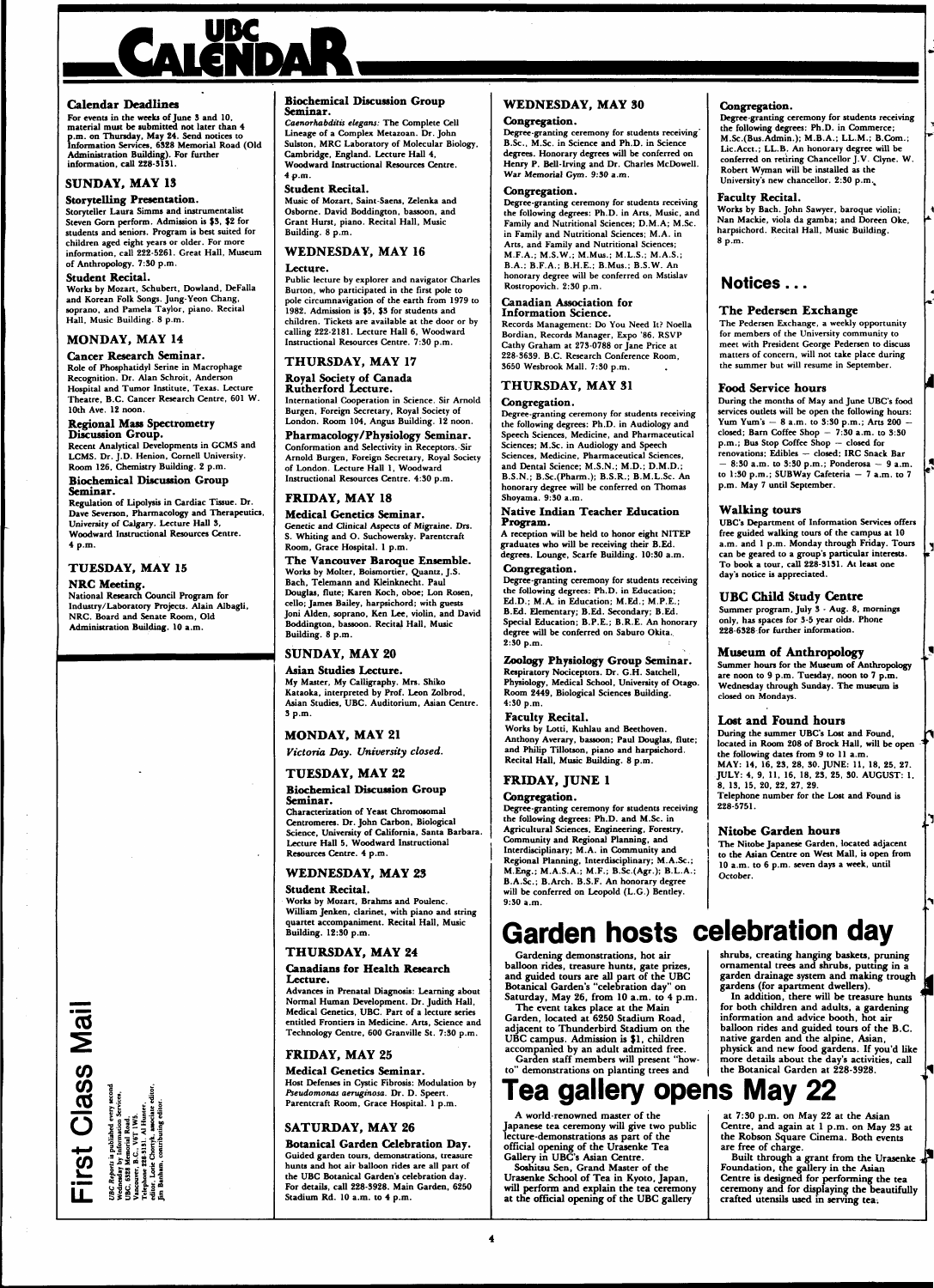# UBC CALENDAR

### Calendar Deadlines

For events in the weeks of June 3 and 10, material must be submitted not later than 4 p.m. on Thursday, May 24. Send notices to Information Services, 6328 Memorial Road (Old Administration Building). For further information, call 228-3131.

## SUNDAY, MAY 13

### Storytelling Presentation.

Storyteller Laura Simms and instrumentalist Steven Gorn perform. Admission is $3, $2 for students and seniors. Program is best suited for children aged eight years or older. For more information, call 222-5261. Great Hall, Museum of Anthropology. 7:30 p.m.

### Student Recital.

Works by Mozart, Schubert, Dowland, DeFalla and Korean Folk Songs. Jung-Yeon Chang, soprano, and Pamela Taylor, piano. Recital Hall, Music Building. 8 p.m.

## MONDAY, MAY 14

### Cancer Research Seminar.

Role of Phosphatidyl Serine in Macrophage Recognition. Dr. Alan Schroit, Anderson Hospital and Tumor Institute, Texas. Lecture Theatre, B.C. Cancer Research Centre, 601 W. 10th Ave. 12 noon.

### Regional Mass Spectrometry Discussion Group.

Recent Analytical Developments in GCMS and LCMS. Dr. J.D. Henion, Cornell University. Room 126, Chemistry Building. 2 p.m.

### Biochemical Discussion Group Seminar.

Regulation of Lipolysis in Cardiac Tissue. Dr. Dave Severson, Pharmacology and Therapeutics, University of Calgary. Lecture Hall 3, Woodward Instructional Resources Centre. 4 p.m.

## TUESDAY, MAY 15

### NRC Meeting.

National Research Council Program for Industry/Laboratory Projects. Alain Albagli, NRC. Board and Senate Room, Old Administration Building. 10 a.m.

### Biochemical Discussion Group Seminar.

*Caenorhabditis elegans:* The Complete Cell Lineage of a Complex Metazoan. Dr. John Sulston, MRC Laboratory of Molecular Biology, Cambridge, England. Lecture Hall 4, Woodward Instructional Resources Centre. 4 p.m.

### Student Recital.

Music of Mozart, Saint-Saens, Zelenka and Osborne. David Boddington, bassoon, and Grant Hurst, piano. Recital Hall, Music Building. 8 p.m.

## WEDNESDAY, MAY 16

### Lecture.

Public lecture by explorer and navigator Charles Burton, who participated in the first pole to pole circumnavigation of the earth from 1979 to 1982. Admission is $5, $3 for students and children. Tickets are available at the door or by calling 222-2181. Lecture Hall 6, Woodward Instructional Resources Centre. 7:30 p.m.

## THURSDAY, MAY 17

### Royal Society of Canada Rutherford Lecture.

International Cooperation in Science. Sir Arnold Burgen, Foreign Secretary, Royal Society of London. Room 104, Angus Building. 12 noon.

### Pharmacology/Physiology Seminar.

Conformation and Selectivity in Receptors. Sir Arnold Burgen, Foreign Secretary, Royal Society of London. Lecture Hall 1, Woodward Instructional Resources Centre. 4:30 p.m.

## FRIDAY, MAY 18

### Medical Genetics Seminar.

Genetic and Clinical Aspects of Migraine. Drs. S. Whiting and O. Suchowersky. Parentcraft Room, Grace Hospital. 1 p.m.

### The Vancouver Baroque Ensemble.

Works by Molter, Boismortier, Quantz, J.S. Bach, Telemann and Kleinknecht. Paul Douglas, flute; Karen Koch, oboe; Lon Rosen, cello; James Bailey, harpsichord; with guests Joni Alden, soprano, Ken Lee, violin, and David Boddington, bassoon. Recital Hall, Music Building. 8 p.m.

## SUNDAY, MAY 20

### Asian Studies Lecture.

My Master, My Calligraphy. Mrs. Shiko Kataoka, interpreted by Prof. Leon Zolbrod, Asian Studies, UBC. Auditorium, Asian Centre. 3 p.m.

## MONDAY, MAY 21

*Victoria Day. University closed.*

## TUESDAY, MAY 22

### Biochemical Discussion Group Seminar.

Characterization of Yeast Chromosomal Centromeres. Dr. John Carbon, Biological Science, University of California, Santa Barbara. Lecture Hall 5, Woodward Instructional Resources Centre. 4 p.m.

## WEDNESDAY, MAY 23

### Student Recital.

Works by Mozart, Brahms and Poulenc. William Jenken, clarinet, with piano and string quartet accompaniment. Recital Hall, Music Building. 12:30 p.m.

## THURSDAY, MAY 24

### Canadians for Health Research Lecture.

Advances in Prenatal Diagnosis: Learning about Normal Human Development. Dr. Judith Hall, Medical Genetics, UBC. Part of a lecture series entitled Frontiers in Medicine. Arts, Science and Technology Centre, 600 Granville St. 7:30 p.m.

## FRIDAY, MAY 25

### Medical Genetics Seminar.

Host Defenses in Cystic Fibrosis: Modulation by *Pseudomonas aeruginosa*. Dr. D. Speert. Parentcraft Room, Grace Hospital. 1 p.m.

## SATURDAY, MAY 26

### Botanical Garden Celebration Day.

Guided garden tours, demonstrations, treasure hunts and hot air balloon rides are all part of the UBC Botanical Garden's celebration day. For details, call 228-3928. Main Garden, 6250 Stadium Rd. 10 a.m. to 4 p.m.

## WEDNESDAY, MAY 30

### Congregation.

Degree-granting ceremony for students receiving B.Sc., M.Sc. in Science and Ph.D. in Science degrees. Honorary degrees will be conferred on Henry P. Bell-Irving and Dr. Charles McDowell. War Memorial Gym. 9:30 a.m.

### Congregation.

Degree-granting ceremony for students receiving the following degrees: Ph.D. in Arts, Music, and Family and Nutritional Sciences; D.M.A; M.Sc. in Family and Nutritional Sciences; M.A. in Arts, and Family and Nutritional Sciences; M.F.A.; M.S.W.; M.Mus.; M.L.S.; M.A.S.; B.A.; B.F.A.; B.H.E.; B.Mus.; B.S.W. An honorary degree will be conferred on Mstislav Rostropovich. 2:30 p.m.

### Canadian Association for Information Science.

Records Management: Do You Need It? Noella Bordian, Records Manager, Expo '86. RSVP Cathy Graham at 273-0788 or Jane Price at 228-3639. B.C. Research Conference Room, 3650 Wesbrook Mall. 7:30 p.m.

## THURSDAY, MAY 31

### Congregation.

Degree-granting ceremony for students receiving the following degrees: Ph.D. in Audiology and Speech Sciences, Medicine, and Pharmaceutical Sciences; M.Sc. in Audiology and Speech Sciences, Medicine, Pharmaceutical Sciences, and Dental Science; M.S.N.; M.D.; D.M.D.; B.S.N.; B.Sc.(Pharm.); B.S.R.; B.M.L.Sc. An honorary degree will be conferred on Thomas Shoyama. 9:30 a.m.

### Native Indian Teacher Education Program.

A reception will be held to honor eight NITEP graduates who will be receiving their B.Ed. degrees. Lounge, Scarfe Building. 10:30 a.m.

### Congregation.

Degree-granting ceremony for students receiving the following degrees: Ph.D. in Education; Ed.D.; M.A. in Education; M.Ed.; M.P.E.; B.Ed. Elementary; B.Ed. Secondary; B.Ed. Special Education; B.P.E.; B.R.E. An honorary degree will be conferred on Saburo Okita. 2:30 p.m.

### Zoology Physiology Group Seminar.

Respiratory Nociceptors. Dr. G.H. Satchell, Physiology, Medical School, University of Otago. Room 2449, Biological Sciences Building. 4:30 p.m.

### Faculty Recital.

Works by Lotti, Kuhlau and Beethoven. Anthony Averary, bassoon; Paul Douglas, flute; and Philip Tillotson, piano and harpsichord. Recital Hall, Music Building. 8 p.m.

## FRIDAY, JUNE 1

### Congregation.

Degree-granting ceremony for students receiving the following degrees: Ph.D. and M.Sc. in Agricultural Sciences, Engineering, Forestry, Community and Regional Planning, and Interdisciplinary; M.A. in Community and Regional Planning, Interdisciplinary; M.A.Sc.; M.Eng.; M.A.S.A.; M.F.; B.Sc.(Agr.); B.L.A.; B.A.Sc.; B.Arch. B.S.F. An honorary degree will be conferred on Leopold (L.G.) Bentley. 9:30 a.m.

### Congregation.

Degree-granting ceremony for students receiving the following degrees: Ph.D. in Commerce; M.Sc.(Bus.Admin.); M.B.A.; LL.M.; B.Com.; Lic.Acct.; LL.B. An honorary degree will be conferred on retiring Chancellor J.V. Clyne. W. Robert Wyman will be installed as the University's new chancellor. 2:30 p.m.

### Faculty Recital.

Works by Bach. John Sawyer, baroque violin; Nan Mackie, viola da gamba; and Doreen Oke, harpsichord. Recital Hall, Music Building. 8 p.m.

## Notices . . .

### The Pedersen Exchange

The Pedersen Exchange, a weekly opportunity for members of the University community to meet with President George Pedersen to discuss matters of concern, will not take place during the summer but will resume in September.

### Food Service hours

During the months of May and June UBC's food services outlets will be open the following hours: Yum Yum's — 8 a.m. to 3:30 p.m.; Arts 200 — closed; Barn Coffee Shop — 7:30 a.m. to 3:30 p.m.; Bus Stop Coffee Shop — closed for renovations; Edibles — closed; IRC Snack Bar — 8:30 a.m. to 3:30 p.m.; Ponderosa — 9 a.m. to 1:30 p.m.; SUBWay Cafeteria — 7 a.m. to 7 p.m. May 7 until September.

### Walking tours

UBC's Department of Information Services offers free guided walking tours of the campus at 10 a.m. and 1 p.m. Monday through Friday. Tours can be geared to a group's particular interests. To book a tour, call 228-3131. At least one day's notice is appreciated.

### UBC Child Study Centre

Summer program, July 3 - Aug. 8, mornings only, has spaces for 3-5 year olds. Phone 228-6328 for further information.

### Museum of Anthropology

Summer hours for the Museum of Anthropology are noon to 9 p.m. Tuesday, noon to 7 p.m. Wednesday through Sunday. The museum is closed on Mondays.

### Lost and Found hours

During the summer UBC's Lost and Found, located in Room 208 of Brock Hall, will be open the following dates from 9 to 11 a.m. MAY: 14, 16, 23, 28, 30. JUNE: 11, 18, 25, 27. JULY: 4, 9, 11, 16, 18, 23, 25, 30. AUGUST: 1, 8, 13, 15, 20, 22, 27, 29. Telephone number for the Lost and Found is 228-5751.

### Nitobe Garden hours

The Nitobe Japanese Garden, located adjacent to the Asian Centre on West Mall, is open from 10 a.m. to 6 p.m. seven days a week, until October.

# Garden hosts celebration day

Gardening demonstrations, hot air balloon rides, treasure hunts, gate prizes, and guided tours are all part of the UBC Botanical Garden's "celebration day" on Saturday, May 26, from 10 a.m. to 4 p.m.

The event takes place at the Main Garden, located at 6250 Stadium Road, adjacent to Thunderbird Stadium on the UBC campus. Admission is $1, children accompanied by an adult admitted free.

Garden staff members will present "how-to" demonstrations on planting trees and shrubs, creating hanging baskets, pruning ornamental trees and shrubs, putting in a garden drainage system and making trough gardens (for apartment dwellers).

In addition, there will be treasure hunts for both children and adults, a gardening information and advice booth, hot air balloon rides and guided tours of the B.C. native garden and the alpine, Asian, physick and new food gardens. If you'd like more details about the day's activities, call the Botanical Garden at 228-3928.

# Tea gallery opens May 22

A world-renowned master of the Japanese tea ceremony will give two public lecture-demonstrations as part of the official opening of the Urasenke Tea Gallery in UBC's Asian Centre.

Soshitsu Sen, Grand Master of the Urasenke School of Tea in Kyoto, Japan, will perform and explain the tea ceremony at the official opening of the UBC gallery at 7:30 p.m. on May 22 at the Asian Centre, and again at 1 p.m. on May 23 at the Robson Square Cinema. Both events are free of charge.

Built through a grant from the Urasenke Foundation, the gallery in the Asian Centre is designed for performing the tea ceremony and for displaying the beautifully crafted utensils used in serving tea.

**First Class Mail**

*UBC Reports* is published every second Wednesday by Information Services, UBC, 6328 Memorial Road, Vancouver, B.C., V6T 1W5. Telephone 228-3131. Al Hunter, editor. Lorie Chortyk, associate editor. Jim Banham, contributing editor.